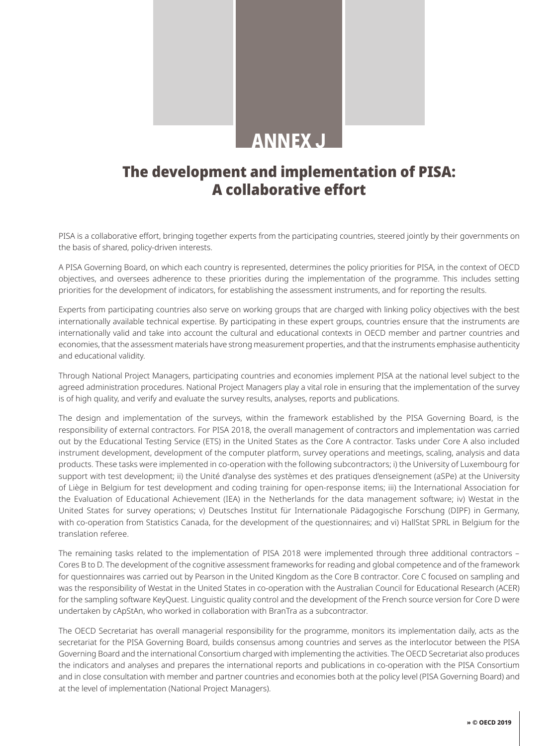# ANNEX J

## The development and implementation of PISA: A collaborative effort

PISA is a collaborative effort, bringing together experts from the participating countries, steered jointly by their governments on the basis of shared, policy-driven interests.

A PISA Governing Board, on which each country is represented, determines the policy priorities for PISA, in the context of OECD objectives, and oversees adherence to these priorities during the implementation of the programme. This includes setting priorities for the development of indicators, for establishing the assessment instruments, and for reporting the results.

Experts from participating countries also serve on working groups that are charged with linking policy objectives with the best internationally available technical expertise. By participating in these expert groups, countries ensure that the instruments are internationally valid and take into account the cultural and educational contexts in OECD member and partner countries and economies, that the assessment materials have strong measurement properties, and that the instruments emphasise authenticity and educational validity.

Through National Project Managers, participating countries and economies implement PISA at the national level subject to the agreed administration procedures. National Project Managers play a vital role in ensuring that the implementation of the survey is of high quality, and verify and evaluate the survey results, analyses, reports and publications.

The design and implementation of the surveys, within the framework established by the PISA Governing Board, is the responsibility of external contractors. For PISA 2018, the overall management of contractors and implementation was carried out by the Educational Testing Service (ETS) in the United States as the Core A contractor. Tasks under Core A also included instrument development, development of the computer platform, survey operations and meetings, scaling, analysis and data products. These tasks were implemented in co-operation with the following subcontractors; i) the University of Luxembourg for support with test development; ii) the Unité d'analyse des systèmes et des pratiques d'enseignement (aSPe) at the University of Liège in Belgium for test development and coding training for open-response items; iii) the International Association for the Evaluation of Educational Achievement (IEA) in the Netherlands for the data management software; iv) Westat in the United States for survey operations; v) Deutsches Institut für Internationale Pädagogische Forschung (DIPF) in Germany, with co-operation from Statistics Canada, for the development of the questionnaires; and vi) HallStat SPRL in Belgium for the translation referee.

The remaining tasks related to the implementation of PISA 2018 were implemented through three additional contractors – Cores B to D. The development of the cognitive assessment frameworks for reading and global competence and of the framework for questionnaires was carried out by Pearson in the United Kingdom as the Core B contractor. Core C focused on sampling and was the responsibility of Westat in the United States in co-operation with the Australian Council for Educational Research (ACER) for the sampling software KeyQuest. Linguistic quality control and the development of the French source version for Core D were undertaken by cApStAn, who worked in collaboration with BranTra as a subcontractor.

The OECD Secretariat has overall managerial responsibility for the programme, monitors its implementation daily, acts as the secretariat for the PISA Governing Board, builds consensus among countries and serves as the interlocutor between the PISA Governing Board and the international Consortium charged with implementing the activities. The OECD Secretariat also produces the indicators and analyses and prepares the international reports and publications in co-operation with the PISA Consortium and in close consultation with member and partner countries and economies both at the policy level (PISA Governing Board) and at the level of implementation (National Project Managers).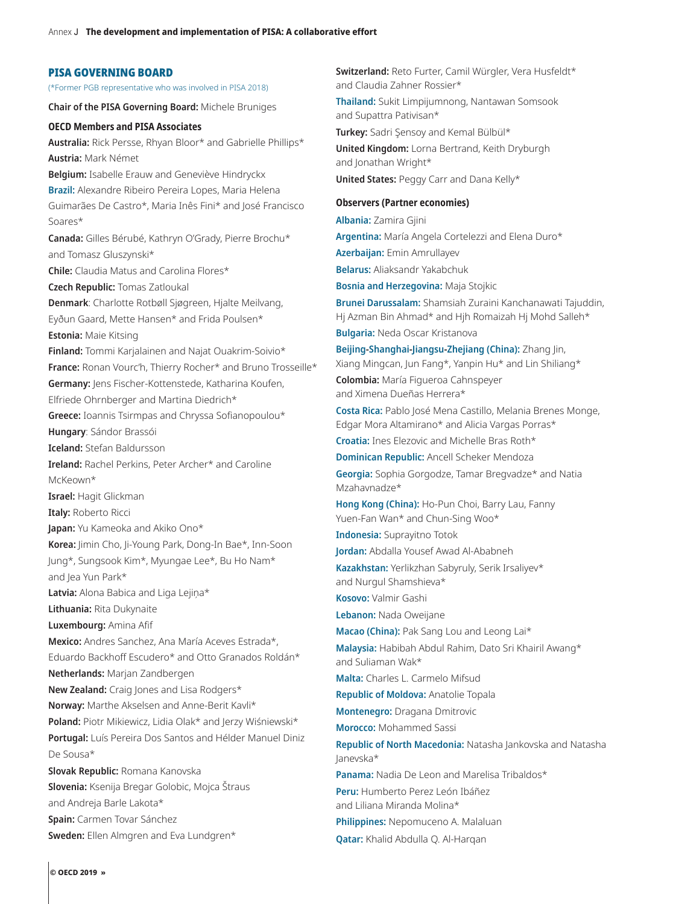## PISA GOVERNING BOARD

(*Former PGB representative who was involved in PISA 2018)

**Chair of the PISA Governing Board:** Michele Bruniges

### OECD Members and PISA Associates

**Australia:** Rick Persse, Rhyan Bloor* and Gabrielle Phillips*

**Austria:** Mark Német

**Belgium:** Isabelle Erauw and Geneviève Hindryckx

**Brazil:** Alexandre Ribeiro Pereira Lopes, Maria Helena Guimarães De Castro*, Maria Inês Fini* and José Francisco Soares*

**Canada:** Gilles Bérubé, Kathryn O'Grady, Pierre Brochu* and Tomasz Gluszynski*

**Chile:** Claudia Matus and Carolina Flores*

**Czech Republic:** Tomas Zatloukal

**Denmark**: Charlotte Rotbøll Sjøgreen, Hjalte Meilvang, Eyðun Gaard, Mette Hansen* and Frida Poulsen*

**Estonia:** Maie Kitsing

**Finland:** Tommi Karjalainen and Najat Ouakrim-Soivio*

**France:** Ronan Vourc'h, Thierry Rocher* and Bruno Trosseille*

**Germany:** Jens Fischer-Kottenstede, Katharina Koufen, Elfriede Ohrnberger and Martina Diedrich*

**Greece:** Ioannis Tsirmpas and Chryssa Sofianopoulou*

**Hungary**: Sándor Brassói

**Iceland:** Stefan Baldursson

**Ireland:** Rachel Perkins, Peter Archer* and Caroline McKeown*

**Israel:** Hagit Glickman

**Italy:** Roberto Ricci

**Japan:** Yu Kameoka and Akiko Ono*

**Korea:** Jimin Cho, Ji-Young Park, Dong-In Bae*, Inn-Soon Jung*, Sungsook Kim*, Myungae Lee*, Bu Ho Nam* and Jea Yun Park*

**Latvia:** Alona Babica and Liga Lejiņa*

**Lithuania:** Rita Dukynaite

**Luxembourg:** Amina Afif

**Mexico:** Andres Sanchez, Ana María Aceves Estrada*, Eduardo Backhoff Escudero* and Otto Granados Roldán*

**Netherlands:** Marjan Zandbergen

**New Zealand:** Craig Jones and Lisa Rodgers*

**Norway:** Marthe Akselsen and Anne-Berit Kavli*

**Poland:** Piotr Mikiewicz, Lidia Olak* and Jerzy Wiśniewski*

**Portugal:** Luís Pereira Dos Santos and Hélder Manuel Diniz De Sousa*

**Slovak Republic:** Romana Kanovska

**Slovenia:** Ksenija Bregar Golobic, Mojca Štraus and Andreja Barle Lakota*

**Spain:** Carmen Tovar Sánchez

**Sweden:** Ellen Almgren and Eva Lundgren*

**Switzerland:** Reto Furter, Camil Würgler, Vera Husfeldt* and Claudia Zahner Rossier*

**Thailand:** Sukit Limpijumnong, Nantawan Somsook and Supattra Pativisan*

**Turkey:** Sadri Şensoy and Kemal Bülbül*

**United Kingdom:** Lorna Bertrand, Keith Dryburgh and Jonathan Wright*

**United States:** Peggy Carr and Dana Kelly*

### Observers (Partner economies)

**Albania:** Zamira Gjini

**Argentina:** María Angela Cortelezzi and Elena Duro*

**Azerbaijan:** Emin Amrullayev

**Belarus:** Aliaksandr Yakabchuk

**Bosnia and Herzegovina:** Maja Stojkic

**Brunei Darussalam:** Shamsiah Zuraini Kanchanawati Tajuddin, Hj Azman Bin Ahmad* and Hjh Romaizah Hj Mohd Salleh*

**Bulgaria:** Neda Oscar Kristanova

**Beijing-Shanghai-Jiangsu-Zhejiang (China):** Zhang Jin, Xiang Mingcan, Jun Fang*, Yanpin Hu* and Lin Shiliang*

**Colombia:** María Figueroa Cahnspeyer and Ximena Dueñas Herrera*

**Costa Rica:** Pablo José Mena Castillo, Melania Brenes Monge, Edgar Mora Altamirano* and Alicia Vargas Porras*

**Croatia:** Ines Elezovic and Michelle Bras Roth*

**Dominican Republic:** Ancell Scheker Mendoza

**Georgia:** Sophia Gorgodze, Tamar Bregvadze* and Natia Mzahavnadze*

**Hong Kong (China):** Ho-Pun Choi, Barry Lau, Fanny Yuen-Fan Wan* and Chun-Sing Woo*

**Indonesia:** Suprayitno Totok

**Jordan:** Abdalla Yousef Awad Al-Ababneh

**Kazakhstan:** Yerlikzhan Sabyruly, Serik Irsaliyev* and Nurgul Shamshieva*

**Kosovo:** Valmir Gashi

**Lebanon:** Nada Oweijane

**Macao (China):** Pak Sang Lou and Leong Lai*

**Malaysia:** Habibah Abdul Rahim, Dato Sri Khairil Awang* and Suliaman Wak*

**Malta:** Charles L. Carmelo Mifsud

**Republic of Moldova:** Anatolie Topala

**Montenegro:** Dragana Dmitrovic

**Morocco:** Mohammed Sassi

**Republic of North Macedonia:** Natasha Jankovska and Natasha Janevska*

**Panama:** Nadia De Leon and Marelisa Tribaldos*

**Peru:** Humberto Perez León Ibáñez and Liliana Miranda Molina*

**Philippines:** Nepomuceno A. Malaluan

**Qatar:** Khalid Abdulla Q. Al-Harqan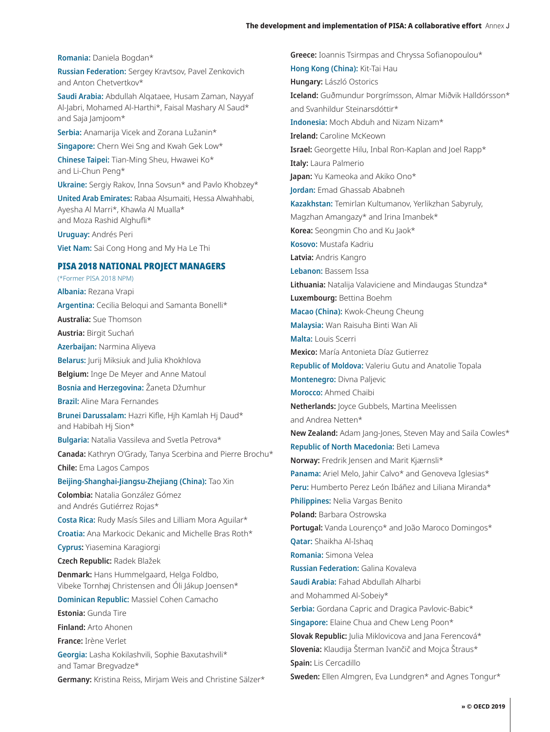**Romania:** Daniela Bogdan*

**Russian Federation:** Sergey Kravtsov, Pavel Zenkovich and Anton Chetvertkov*

**Saudi Arabia:** Abdullah Alqataee, Husam Zaman, Nayyaf Al-Jabri, Mohamed Al-Harthi*, Faisal Mashary Al Saud* and Saja Jamjoom*

**Serbia:** Anamarija Vicek and Zorana Lužanin*

**Singapore:** Chern Wei Sng and Kwah Gek Low*

**Chinese Taipei:** Tian-Ming Sheu, Hwawei Ko* and Li-Chun Peng*

**Ukraine:** Sergiy Rakov, Inna Sovsun* and Pavlo Khobzey*

**United Arab Emirates:** Rabaa Alsumaiti, Hessa Alwahhabi, Ayesha Al Marri*, Khawla Al Mualla* and Moza Rashid Alghufli*

**Uruguay:** Andrés Peri

**Viet Nam:** Sai Cong Hong and My Ha Le Thi

## PISA 2018 NATIONAL PROJECT MANAGERS

(*Former PISA 2018 NPM)

**Albania:** Rezana Vrapi

**Argentina:** Cecilia Beloqui and Samanta Bonelli*

**Australia:** Sue Thomson

**Austria:** Birgit Suchań

**Azerbaijan:** Narmina Aliyeva

**Belarus:** Jurij Miksiuk and Julia Khokhlova

**Belgium:** Inge De Meyer and Anne Matoul

**Bosnia and Herzegovina:** Žaneta Džumhur

**Brazil:** Aline Mara Fernandes

**Brunei Darussalam:** Hazri Kifle, Hjh Kamlah Hj Daud* and Habibah Hj Sion*

**Bulgaria:** Natalia Vassileva and Svetla Petrova*

**Canada:** Kathryn O'Grady, Tanya Scerbina and Pierre Brochu*

**Chile:** Ema Lagos Campos

**Beijing-Shanghai-Jiangsu-Zhejiang (China):** Tao Xin

**Colombia:** Natalia González Gómez and Andrés Gutiérrez Rojas*

**Costa Rica:** Rudy Masís Siles and Lilliam Mora Aguilar*

**Croatia:** Ana Markocic Dekanic and Michelle Bras Roth*

**Cyprus:** Yiasemina Karagiorgi

**Czech Republic:** Radek Blažek

**Denmark:** Hans Hummelgaard, Helga Foldbo, Vibeke Tornhøj Christensen and Óli Jákup Joensen*

**Dominican Republic:** Massiel Cohen Camacho

**Estonia:** Gunda Tire

**Finland:** Arto Ahonen

**France:** Irène Verlet

**Georgia:** Lasha Kokilashvili, Sophie Baxutashvili* and Tamar Bregvadze*

**Germany:** Kristina Reiss, Mirjam Weis and Christine Sälzer*

**Greece:** Ioannis Tsirmpas and Chryssa Sofianopoulou*

**Hong Kong (China):** Kit-Tai Hau

**Hungary:** László Ostorics

**Iceland:** Guðmundur Þorgrímsson, Almar Miðvik Halldórsson* and Svanhildur Steinarsdóttir*

**Indonesia:** Moch Abduh and Nizam Nizam*

**Ireland:** Caroline McKeown

**Israel:** Georgette Hilu, Inbal Ron-Kaplan and Joel Rapp*

**Italy:** Laura Palmerio

**Japan:** Yu Kameoka and Akiko Ono*

**Jordan:** Emad Ghassab Ababneh

**Kazakhstan:** Temirlan Kultumanov, Yerlikzhan Sabyruly, Magzhan Amangazy* and Irina Imanbek*

**Korea:** Seongmin Cho and Ku Jaok*

**Kosovo:** Mustafa Kadriu

**Latvia:** Andris Kangro

**Lebanon:** Bassem Issa

**Lithuania:** Natalija Valaviciene and Mindaugas Stundza*

**Luxembourg:** Bettina Boehm

**Macao (China):** Kwok-Cheung Cheung

**Malaysia:** Wan Raisuha Binti Wan Ali

**Malta:** Louis Scerri

**Mexico:** María Antonieta Díaz Gutierrez

**Republic of Moldova:** Valeriu Gutu and Anatolie Topala

**Montenegro:** Divna Paljevic

**Morocco:** Ahmed Chaibi

**Netherlands:** Joyce Gubbels, Martina Meelissen and Andrea Netten*

**New Zealand:** Adam Jang-Jones, Steven May and Saila Cowles*

**Republic of North Macedonia:** Beti Lameva

**Norway:** Fredrik Jensen and Marit Kjærnsli*

**Panama:** Ariel Melo, Jahir Calvo* and Genoveva Iglesias*

**Peru:** Humberto Perez León Ibáñez and Liliana Miranda*

**Philippines:** Nelia Vargas Benito

**Poland:** Barbara Ostrowska

**Portugal:** Vanda Lourenço* and João Maroco Domingos*

**Qatar:** Shaikha Al-Ishaq

**Romania:** Simona Velea

**Russian Federation:** Galina Kovaleva

**Saudi Arabia:** Fahad Abdullah Alharbi and Mohammed Al-Sobeiy*

**Serbia:** Gordana Capric and Dragica Pavlovic-Babic*

**Singapore:** Elaine Chua and Chew Leng Poon*

**Slovak Republic:** Julia Miklovicova and Jana Ferencová*

**Slovenia:** Klaudija Šterman Ivančič and Mojca Štraus*

**Spain:** Lis Cercadillo

**Sweden:** Ellen Almgren, Eva Lundgren* and Agnes Tongur*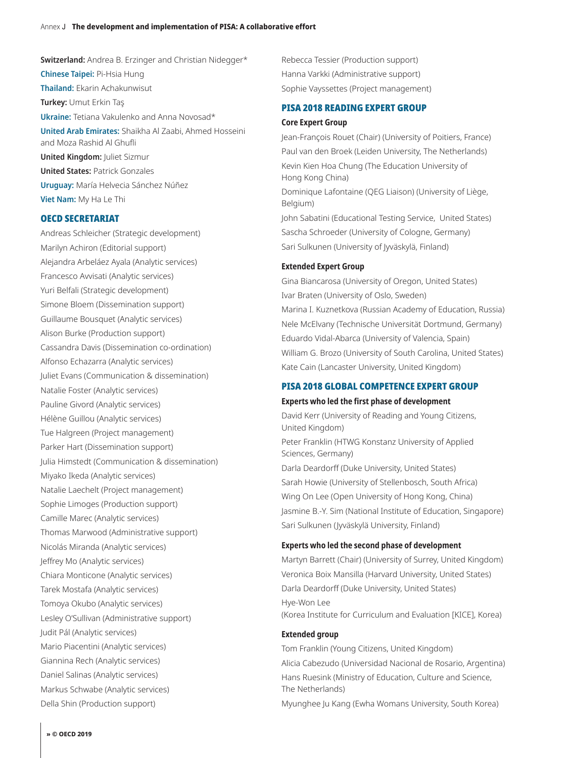**Switzerland:** Andrea B. Erzinger and Christian Nidegger*

**Chinese Taipei:** Pi-Hsia Hung

**Thailand:** Ekarin Achakunwisut

**Turkey:** Umut Erkin Taş

**Ukraine:** Tetiana Vakulenko and Anna Novosad*

**United Arab Emirates:** Shaikha Al Zaabi, Ahmed Hosseini and Moza Rashid Al Ghufli

**United Kingdom:** Juliet Sizmur

**United States:** Patrick Gonzales

**Uruguay:** María Helvecia Sánchez Núñez

**Viet Nam:** My Ha Le Thi

## OECD SECRETARIAT

Andreas Schleicher (Strategic development)
Marilyn Achiron (Editorial support)
Alejandra Arbeláez Ayala (Analytic services)
Francesco Avvisati (Analytic services)
Yuri Belfali (Strategic development)
Simone Bloem (Dissemination support)
Guillaume Bousquet (Analytic services)
Alison Burke (Production support)
Cassandra Davis (Dissemination co-ordination)
Alfonso Echazarra (Analytic services)
Juliet Evans (Communication & dissemination)
Natalie Foster (Analytic services)
Pauline Givord (Analytic services)
Hélène Guillou (Analytic services)
Tue Halgreen (Project management)
Parker Hart (Dissemination support)
Julia Himstedt (Communication & dissemination)
Miyako Ikeda (Analytic services)
Natalie Laechelt (Project management)
Sophie Limoges (Production support)
Camille Marec (Analytic services)
Thomas Marwood (Administrative support)
Nicolás Miranda (Analytic services)
Jeffrey Mo (Analytic services)
Chiara Monticone (Analytic services)
Tarek Mostafa (Analytic services)
Tomoya Okubo (Analytic services)
Lesley O'Sullivan (Administrative support)
Judit Pál (Analytic services)
Mario Piacentini (Analytic services)
Giannina Rech (Analytic services)
Daniel Salinas (Analytic services)
Markus Schwabe (Analytic services)
Della Shin (Production support)
Rebecca Tessier (Production support)
Hanna Varkki (Administrative support)
Sophie Vayssettes (Project management)

## PISA 2018 READING EXPERT GROUP

### Core Expert Group

Jean-François Rouet (Chair) (University of Poitiers, France)
Paul van den Broek (Leiden University, The Netherlands)
Kevin Kien Hoa Chung (The Education University of Hong Kong China)
Dominique Lafontaine (QEG Liaison) (University of Liège, Belgium)
John Sabatini (Educational Testing Service, United States)
Sascha Schroeder (University of Cologne, Germany)
Sari Sulkunen (University of Jyväskylä, Finland)

### Extended Expert Group

Gina Biancarosa (University of Oregon, United States)
Ivar Braten (University of Oslo, Sweden)
Marina I. Kuznetkova (Russian Academy of Education, Russia)
Nele McElvany (Technische Universität Dortmund, Germany)
Eduardo Vidal-Abarca (University of Valencia, Spain)
William G. Brozo (University of South Carolina, United States)
Kate Cain (Lancaster University, United Kingdom)

## PISA 2018 GLOBAL COMPETENCE EXPERT GROUP

### Experts who led the first phase of development

David Kerr (University of Reading and Young Citizens, United Kingdom)
Peter Franklin (HTWG Konstanz University of Applied Sciences, Germany)
Darla Deardorff (Duke University, United States)
Sarah Howie (University of Stellenbosch, South Africa)
Wing On Lee (Open University of Hong Kong, China)
Jasmine B.-Y. Sim (National Institute of Education, Singapore)
Sari Sulkunen (Jyväskylä University, Finland)

### Experts who led the second phase of development

Martyn Barrett (Chair) (University of Surrey, United Kingdom)
Veronica Boix Mansilla (Harvard University, United States)
Darla Deardorff (Duke University, United States)
Hye-Won Lee
(Korea Institute for Curriculum and Evaluation [KICE], Korea)

### Extended group

Tom Franklin (Young Citizens, United Kingdom)
Alicia Cabezudo (Universidad Nacional de Rosario, Argentina)
Hans Ruesink (Ministry of Education, Culture and Science, The Netherlands)
Myunghee Ju Kang (Ewha Womans University, South Korea)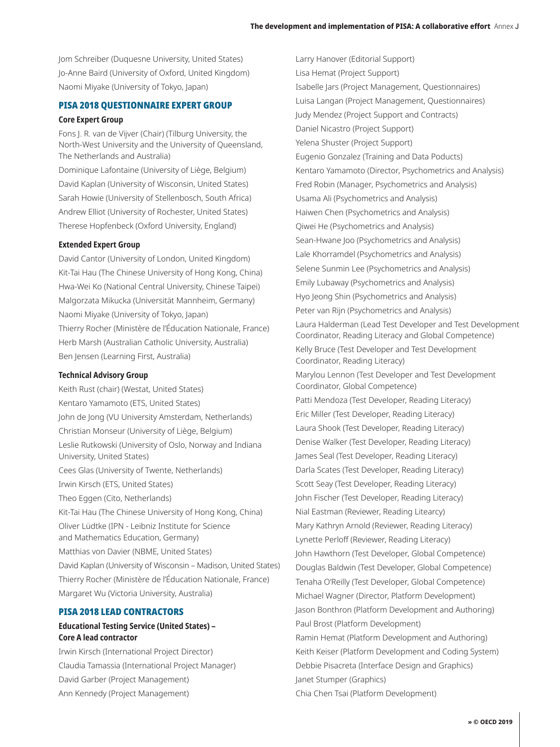Jom Schreiber (Duquesne University, United States)

Jo-Anne Baird (University of Oxford, United Kingdom)

Naomi Miyake (University of Tokyo, Japan)

## PISA 2018 QUESTIONNAIRE EXPERT GROUP

### Core Expert Group

Fons J. R. van de Vijver (Chair) (Tilburg University, the North-West University and the University of Queensland, The Netherlands and Australia)

Dominique Lafontaine (University of Liège, Belgium)

David Kaplan (University of Wisconsin, United States)

Sarah Howie (University of Stellenbosch, South Africa)

Andrew Elliot (University of Rochester, United States)

Therese Hopfenbeck (Oxford University, England)

### Extended Expert Group

David Cantor (University of London, United Kingdom)

Kit-Tai Hau (The Chinese University of Hong Kong, China)

Hwa-Wei Ko (National Central University, Chinese Taipei)

Malgorzata Mikucka (Universität Mannheim, Germany)

Naomi Miyake (University of Tokyo, Japan)

Thierry Rocher (Ministère de l'Éducation Nationale, France)

Herb Marsh (Australian Catholic University, Australia)

Ben Jensen (Learning First, Australia)

### Technical Advisory Group

Keith Rust (chair) (Westat, United States)

Kentaro Yamamoto (ETS, United States)

John de Jong (VU University Amsterdam, Netherlands)

Christian Monseur (University of Liège, Belgium)

Leslie Rutkowski (University of Oslo, Norway and Indiana University, United States)

Cees Glas (University of Twente, Netherlands)

Irwin Kirsch (ETS, United States)

Theo Eggen (Cito, Netherlands)

Kit-Tai Hau (The Chinese University of Hong Kong, China)

Oliver Lüdtke (IPN - Leibniz Institute for Science and Mathematics Education, Germany)

Matthias von Davier (NBME, United States)

David Kaplan (University of Wisconsin – Madison, United States)

Thierry Rocher (Ministère de l'Éducation Nationale, France)

Margaret Wu (Victoria University, Australia)

## PISA 2018 LEAD CONTRACTORS

### Educational Testing Service (United States) – Core A lead contractor

Irwin Kirsch (International Project Director)

Claudia Tamassia (International Project Manager)

David Garber (Project Management)

Ann Kennedy (Project Management)

Larry Hanover (Editorial Support)

Lisa Hemat (Project Support)

Isabelle Jars (Project Management, Questionnaires)

Luisa Langan (Project Management, Questionnaires)

Judy Mendez (Project Support and Contracts)

Daniel Nicastro (Project Support)

Yelena Shuster (Project Support)

Eugenio Gonzalez (Training and Data Poducts)

Kentaro Yamamoto (Director, Psychometrics and Analysis)

Fred Robin (Manager, Psychometrics and Analysis)

Usama Ali (Psychometrics and Analysis)

Haiwen Chen (Psychometrics and Analysis)

Qiwei He (Psychometrics and Analysis)

Sean-Hwane Joo (Psychometrics and Analysis)

Lale Khorramdel (Psychometrics and Analysis)

Selene Sunmin Lee (Psychometrics and Analysis)

Emily Lubaway (Psychometrics and Analysis)

Hyo Jeong Shin (Psychometrics and Analysis)

Peter van Rijn (Psychometrics and Analysis)

Laura Halderman (Lead Test Developer and Test Development Coordinator, Reading Literacy and Global Competence)

Kelly Bruce (Test Developer and Test Development Coordinator, Reading Literacy)

Marylou Lennon (Test Developer and Test Development Coordinator, Global Competence)

Patti Mendoza (Test Developer, Reading Literacy)

Eric Miller (Test Developer, Reading Literacy)

Laura Shook (Test Developer, Reading Literacy)

Denise Walker (Test Developer, Reading Literacy)

James Seal (Test Developer, Reading Literacy)

Darla Scates (Test Developer, Reading Literacy)

Scott Seay (Test Developer, Reading Literacy)

John Fischer (Test Developer, Reading Literacy)

Nial Eastman (Reviewer, Reading Litearcy)

Mary Kathryn Arnold (Reviewer, Reading Literacy)

Lynette Perloff (Reviewer, Reading Literacy)

John Hawthorn (Test Developer, Global Competence)

Douglas Baldwin (Test Developer, Global Competence)

Tenaha O'Reilly (Test Developer, Global Competence)

Michael Wagner (Director, Platform Development)

Jason Bonthron (Platform Development and Authoring)

Paul Brost (Platform Development)

Ramin Hemat (Platform Development and Authoring)

Keith Keiser (Platform Development and Coding System)

Debbie Pisacreta (Interface Design and Graphics)

Janet Stumper (Graphics)

Chia Chen Tsai (Platform Development)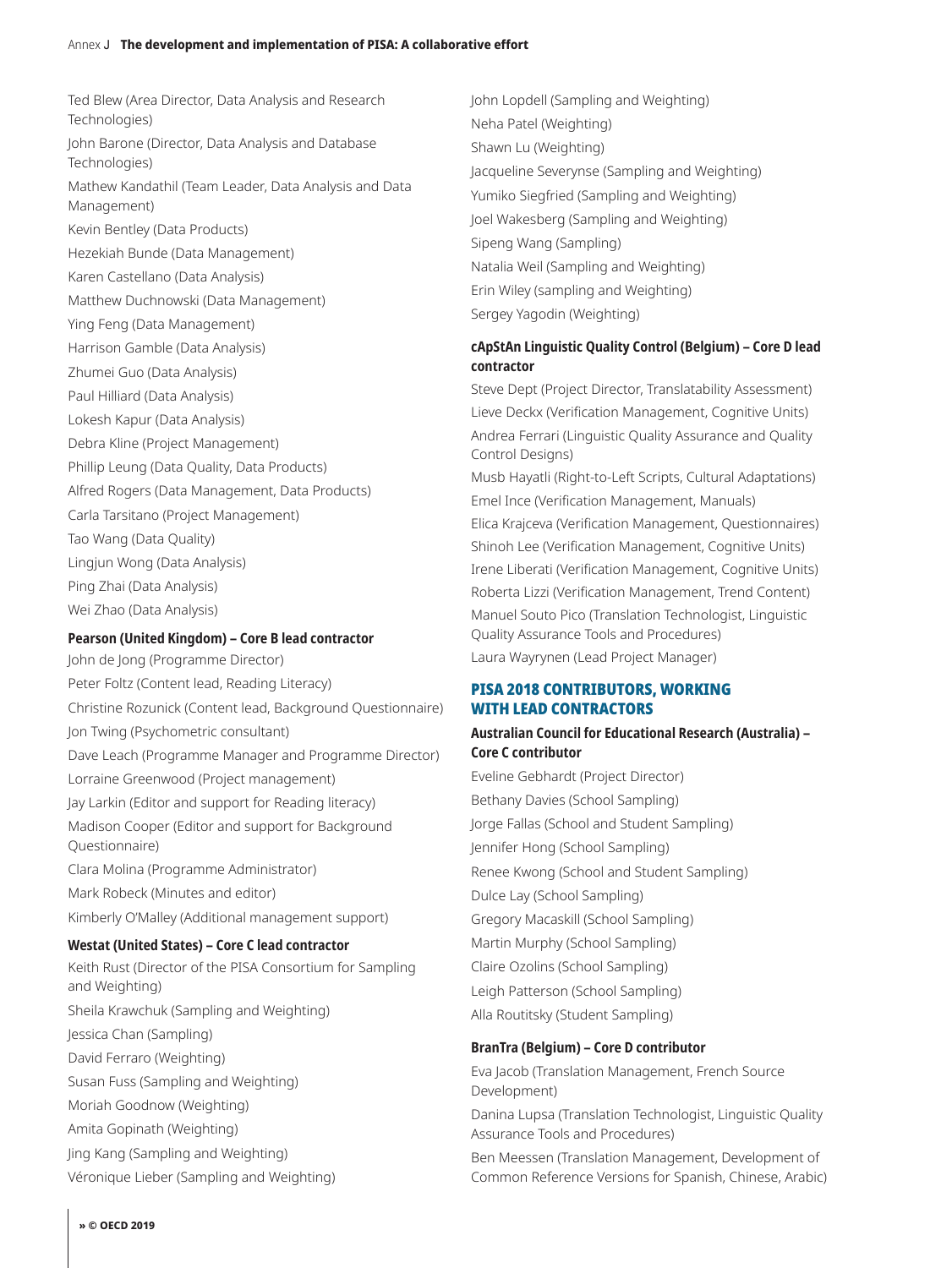Ted Blew (Area Director, Data Analysis and Research Technologies)

John Barone (Director, Data Analysis and Database Technologies)

Mathew Kandathil (Team Leader, Data Analysis and Data Management)

Kevin Bentley (Data Products)

Hezekiah Bunde (Data Management)

Karen Castellano (Data Analysis)

Matthew Duchnowski (Data Management)

Ying Feng (Data Management)

Harrison Gamble (Data Analysis)

Zhumei Guo (Data Analysis)

Paul Hilliard (Data Analysis)

Lokesh Kapur (Data Analysis)

Debra Kline (Project Management)

Phillip Leung (Data Quality, Data Products)

Alfred Rogers (Data Management, Data Products)

Carla Tarsitano (Project Management)

Tao Wang (Data Quality)

Lingjun Wong (Data Analysis)

Ping Zhai (Data Analysis)

Wei Zhao (Data Analysis)

**Pearson (United Kingdom) – Core B lead contractor**

John de Jong (Programme Director)

Peter Foltz (Content lead, Reading Literacy)

Christine Rozunick (Content lead, Background Questionnaire)

Jon Twing (Psychometric consultant)

Dave Leach (Programme Manager and Programme Director)

Lorraine Greenwood (Project management)

Jay Larkin (Editor and support for Reading literacy)

Madison Cooper (Editor and support for Background Questionnaire)

Clara Molina (Programme Administrator)

Mark Robeck (Minutes and editor)

Kimberly O'Malley (Additional management support)

**Westat (United States) – Core C lead contractor**

Keith Rust (Director of the PISA Consortium for Sampling and Weighting)

Sheila Krawchuk (Sampling and Weighting)

Jessica Chan (Sampling)

David Ferraro (Weighting)

Susan Fuss (Sampling and Weighting)

Moriah Goodnow (Weighting)

Amita Gopinath (Weighting)

Jing Kang (Sampling and Weighting)

Véronique Lieber (Sampling and Weighting)

John Lopdell (Sampling and Weighting)

Neha Patel (Weighting)

Shawn Lu (Weighting)

Jacqueline Severynse (Sampling and Weighting)

Yumiko Siegfried (Sampling and Weighting)

Joel Wakesberg (Sampling and Weighting)

Sipeng Wang (Sampling)

Natalia Weil (Sampling and Weighting)

Erin Wiley (sampling and Weighting)

Sergey Yagodin (Weighting)

**cApStAn Linguistic Quality Control (Belgium) – Core D lead contractor**

Steve Dept (Project Director, Translatability Assessment)

Lieve Deckx (Verification Management, Cognitive Units)

Andrea Ferrari (Linguistic Quality Assurance and Quality Control Designs)

Musb Hayatli (Right-to-Left Scripts, Cultural Adaptations)

Emel Ince (Verification Management, Manuals)

Elica Krajceva (Verification Management, Questionnaires)

Shinoh Lee (Verification Management, Cognitive Units)

Irene Liberati (Verification Management, Cognitive Units)

Roberta Lizzi (Verification Management, Trend Content)

Manuel Souto Pico (Translation Technologist, Linguistic Quality Assurance Tools and Procedures)

Laura Wayrynen (Lead Project Manager)

## PISA 2018 CONTRIBUTORS, WORKING WITH LEAD CONTRACTORS

**Australian Council for Educational Research (Australia) – Core C contributor**

Eveline Gebhardt (Project Director)

Bethany Davies (School Sampling)

Jorge Fallas (School and Student Sampling)

Jennifer Hong (School Sampling)

Renee Kwong (School and Student Sampling)

Dulce Lay (School Sampling)

Gregory Macaskill (School Sampling)

Martin Murphy (School Sampling)

Claire Ozolins (School Sampling)

Leigh Patterson (School Sampling)

Alla Routitsky (Student Sampling)

**BranTra (Belgium) – Core D contributor**

Eva Jacob (Translation Management, French Source Development)

Danina Lupsa (Translation Technologist, Linguistic Quality Assurance Tools and Procedures)

Ben Meessen (Translation Management, Development of Common Reference Versions for Spanish, Chinese, Arabic)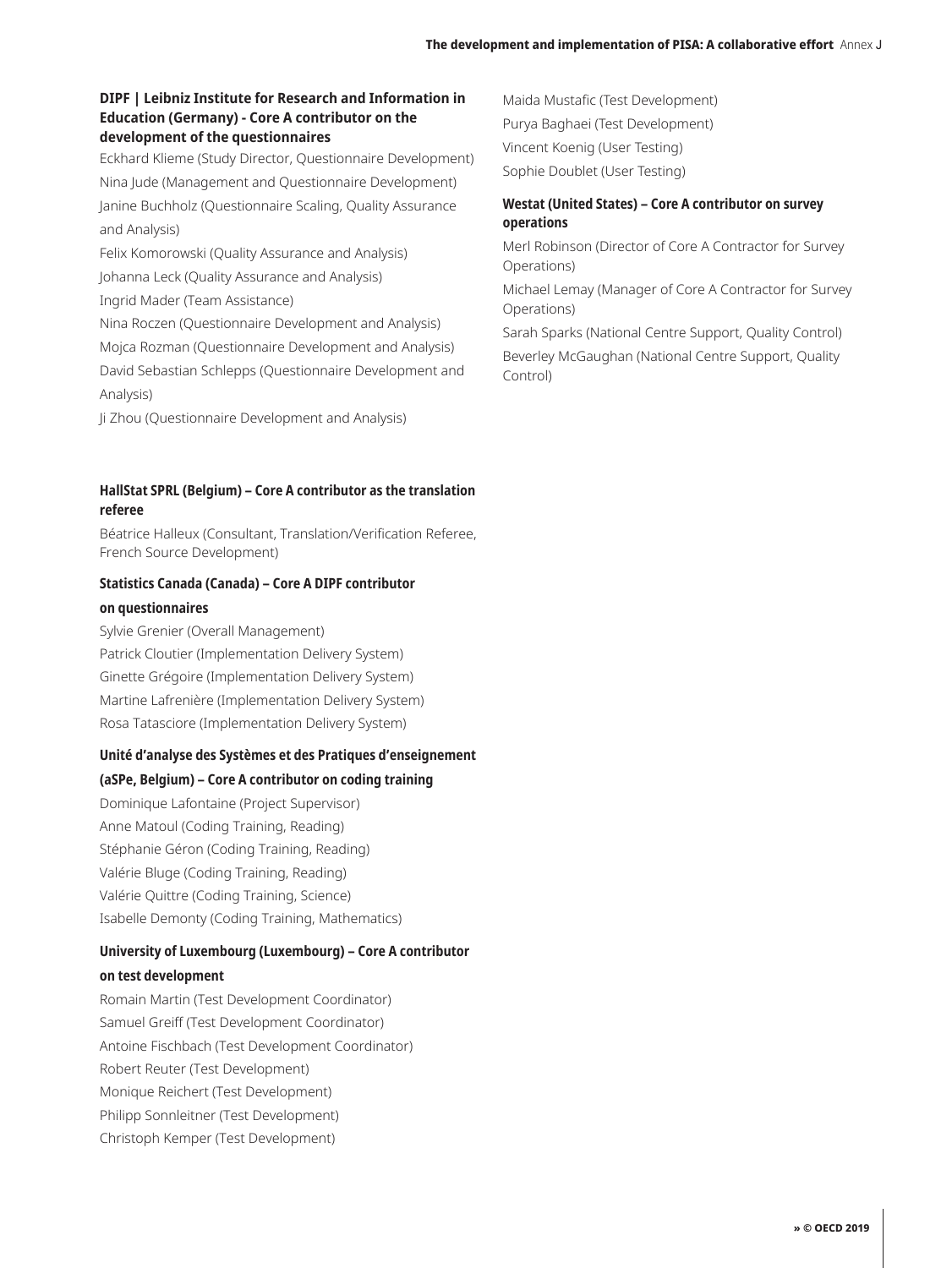**DIPF | Leibniz Institute for Research and Information in Education (Germany) - Core A contributor on the development of the questionnaires**

Eckhard Klieme (Study Director, Questionnaire Development)

Nina Jude (Management and Questionnaire Development)

Janine Buchholz (Questionnaire Scaling, Quality Assurance and Analysis)

Felix Komorowski (Quality Assurance and Analysis)

Johanna Leck (Quality Assurance and Analysis)

Ingrid Mader (Team Assistance)

Nina Roczen (Questionnaire Development and Analysis)

Mojca Rozman (Questionnaire Development and Analysis)

David Sebastian Schlepps (Questionnaire Development and Analysis)

Ji Zhou (Questionnaire Development and Analysis)

**HallStat SPRL (Belgium) – Core A contributor as the translation referee**

Béatrice Halleux (Consultant, Translation/Verification Referee, French Source Development)

**Statistics Canada (Canada) – Core A DIPF contributor on questionnaires**

Sylvie Grenier (Overall Management)

Patrick Cloutier (Implementation Delivery System)

Ginette Grégoire (Implementation Delivery System)

Martine Lafrenière (Implementation Delivery System)

Rosa Tatasciore (Implementation Delivery System)

**Unité d'analyse des Systèmes et des Pratiques d'enseignement (aSPe, Belgium) – Core A contributor on coding training**

Dominique Lafontaine (Project Supervisor)

Anne Matoul (Coding Training, Reading)

Stéphanie Géron (Coding Training, Reading)

Valérie Bluge (Coding Training, Reading)

Valérie Quittre (Coding Training, Science)

Isabelle Demonty (Coding Training, Mathematics)

**University of Luxembourg (Luxembourg) – Core A contributor on test development**

Romain Martin (Test Development Coordinator)

Samuel Greiff (Test Development Coordinator)

Antoine Fischbach (Test Development Coordinator)

Robert Reuter (Test Development)

Monique Reichert (Test Development)

Philipp Sonnleitner (Test Development)

Christoph Kemper (Test Development)

Maida Mustafic (Test Development)

Purya Baghaei (Test Development)

Vincent Koenig (User Testing)

Sophie Doublet (User Testing)

**Westat (United States) – Core A contributor on survey operations**

Merl Robinson (Director of Core A Contractor for Survey Operations)

Michael Lemay (Manager of Core A Contractor for Survey Operations)

Sarah Sparks (National Centre Support, Quality Control)

Beverley McGaughan (National Centre Support, Quality Control)